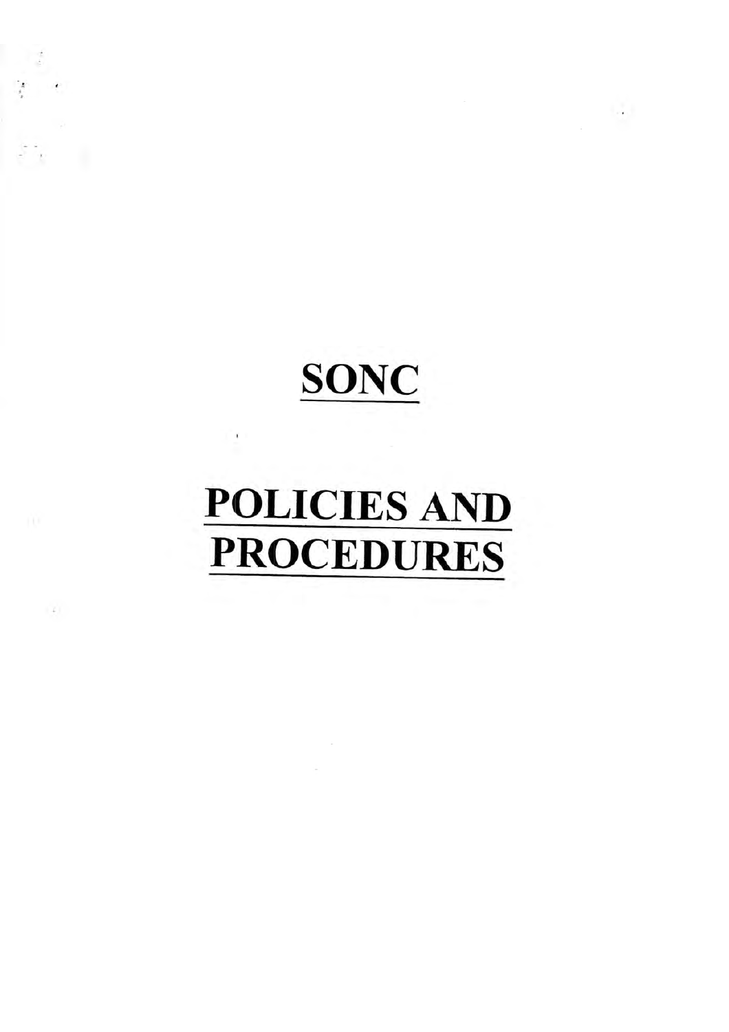# SONC

# POLICIES AND PROCEDURES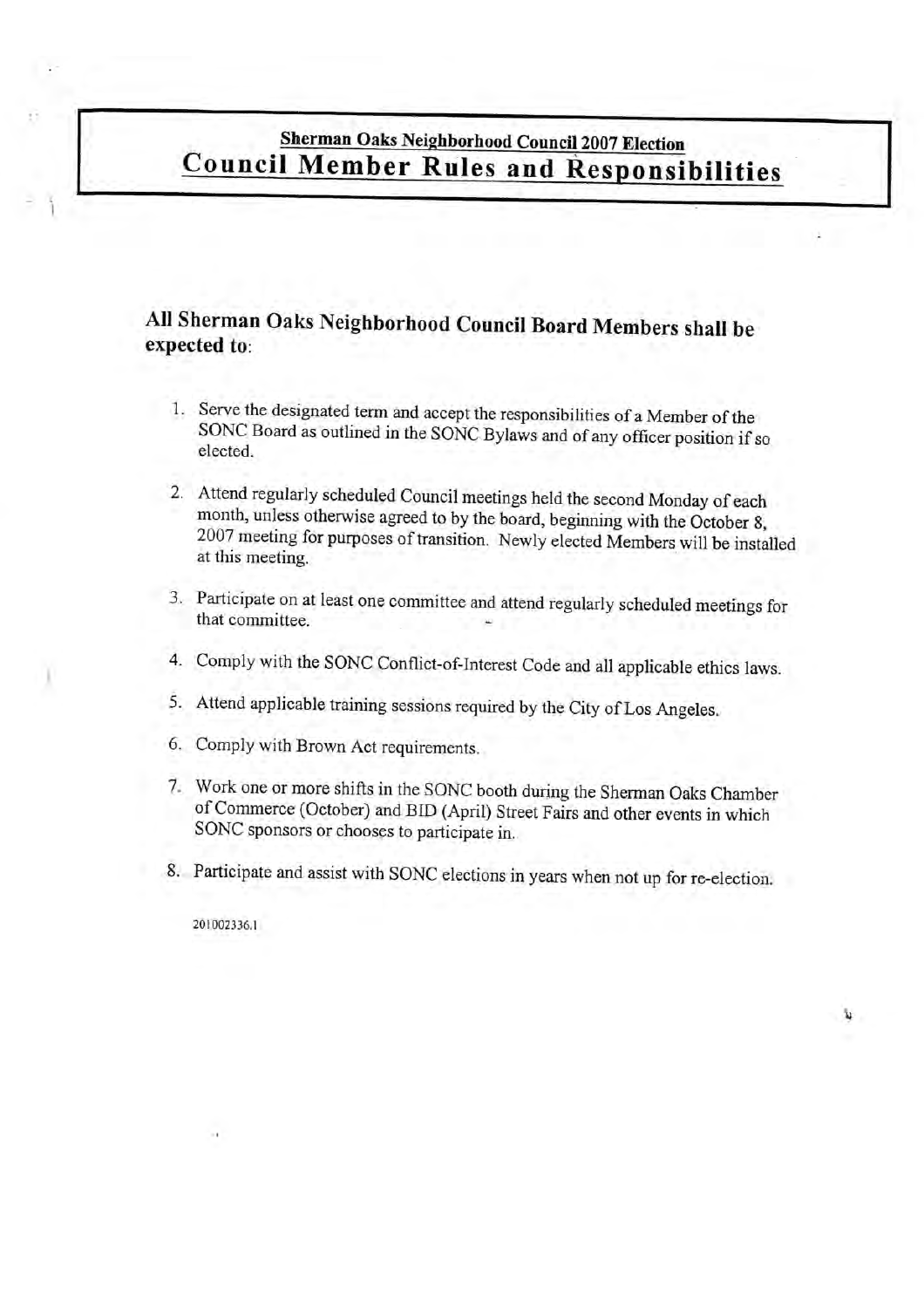## Sherman Oaks Neighborhood Council 2007 Election

# Council Member Rules and Responsibilities

### All Sherman Oaks Neighborhood Council Board Members shall be expected to:

1. Serve the designated term and accept the responsibilities of a Member of the SONC Board as outlined in the SONC Bylaws and of any officer position if so elected.
2. Attend regularly scheduled Council meetings held the second Monday of each month, unless otherwise agreed to by the board, beginning with the October 8, 2007 meeting for purposes of transition. Newly elected Members will be installed at this meeting.
3. Participate on at least one committee and attend regularly scheduled meetings for that committee.
4. Comply with the SONC Conflict-of-Interest Code and all applicable ethics laws.
5. Attend applicable training sessions required by the City of Los Angeles.
6. Comply with Brown Act requirements.
7. Work one or more shifts in the SONC booth during the Sherman Oaks Chamber of Commerce (October) and BID (April) Street Fairs and other events in which SONC sponsors or chooses to participate in.
8. Participate and assist with SONC elections in years when not up for re-election.

201002336.1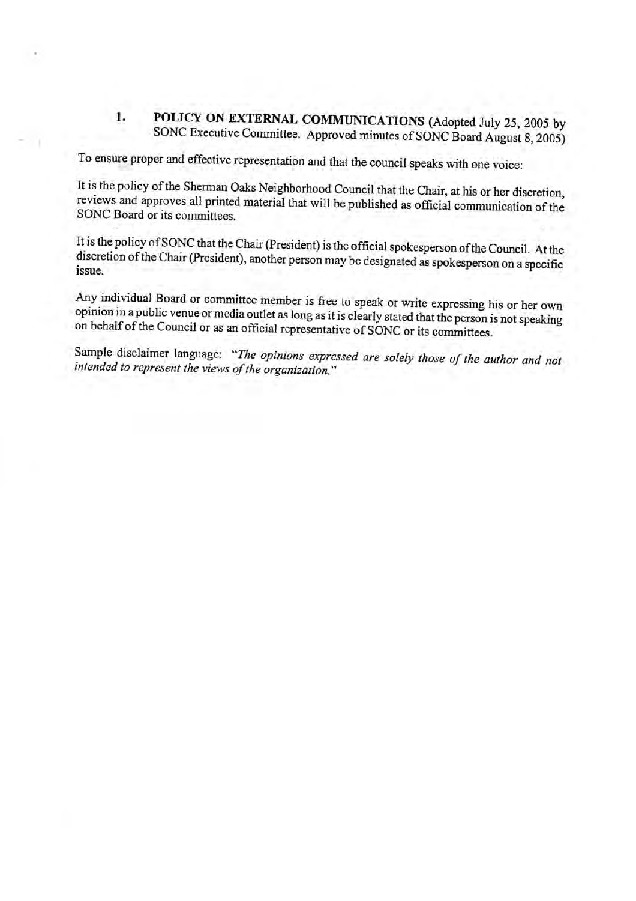## 1. **POLICY ON EXTERNAL COMMUNICATIONS** (Adopted July 25, 2005 by SONC Executive Committee. Approved minutes of SONC Board August 8, 2005)

To ensure proper and effective representation and that the council speaks with one voice:

It is the policy of the Sherman Oaks Neighborhood Council that the Chair, at his or her discretion, reviews and approves all printed material that will be published as official communication of the SONC Board or its committees.

It is the policy of SONC that the Chair (President) is the official spokesperson of the Council. At the discretion of the Chair (President), another person may be designated as spokesperson on a specific issue.

Any individual Board or committee member is free to speak or write expressing his or her own opinion in a public venue or media outlet as long as it is clearly stated that the person is not speaking on behalf of the Council or as an official representative of SONC or its committees.

Sample disclaimer language: "*The opinions expressed are solely those of the author and not intended to represent the views of the organization.*"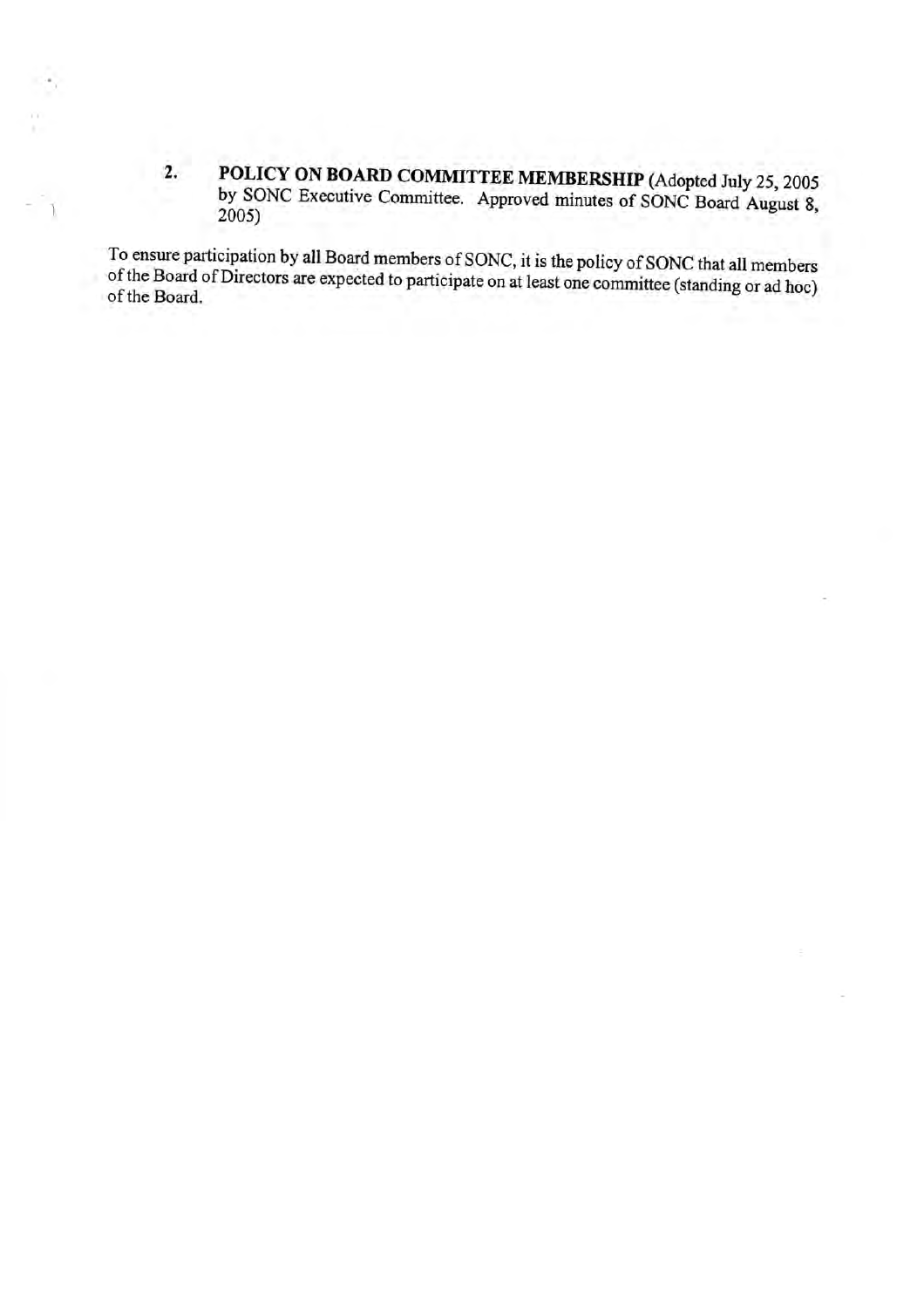2. **POLICY ON BOARD COMMITTEE MEMBERSHIP** (Adopted July 25, 2005 by SONC Executive Committee. Approved minutes of SONC Board August 8, 2005)

To ensure participation by all Board members of SONC, it is the policy of SONC that all members of the Board of Directors are expected to participate on at least one committee (standing or ad hoc) of the Board.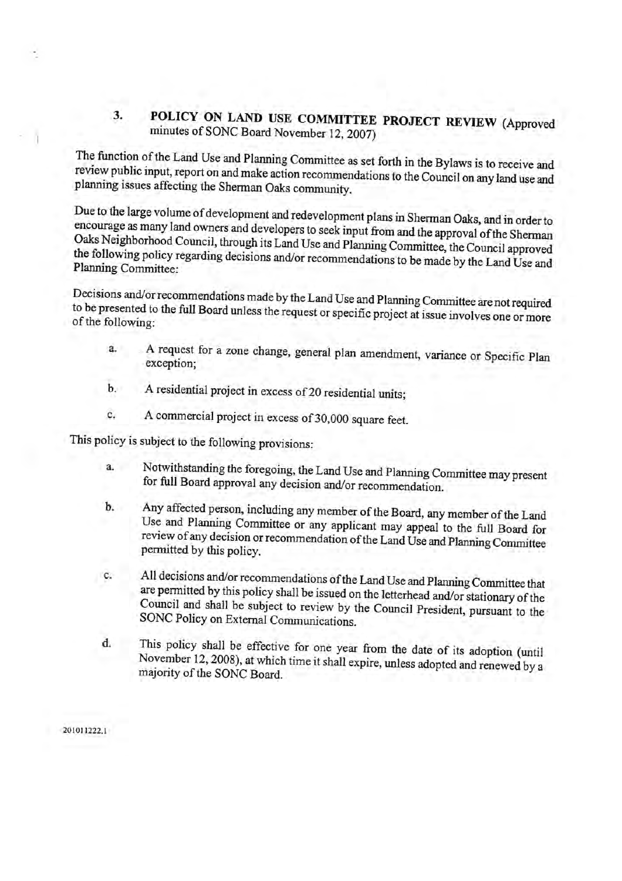### 3. POLICY ON LAND USE COMMITTEE PROJECT REVIEW (Approved minutes of SONC Board November 12, 2007)

The function of the Land Use and Planning Committee as set forth in the Bylaws is to receive and review public input, report on and make action recommendations to the Council on any land use and planning issues affecting the Sherman Oaks community.

Due to the large volume of development and redevelopment plans in Sherman Oaks, and in order to encourage as many land owners and developers to seek input from and the approval of the Sherman Oaks Neighborhood Council, through its Land Use and Planning Committee, the Council approved the following policy regarding decisions and/or recommendations to be made by the Land Use and Planning Committee:

Decisions and/or recommendations made by the Land Use and Planning Committee are not required to be presented to the full Board unless the request or specific project at issue involves one or more of the following:

a. A request for a zone change, general plan amendment, variance or Specific Plan exception;

b. A residential project in excess of 20 residential units;

c. A commercial project in excess of 30,000 square feet.

This policy is subject to the following provisions:

a. Notwithstanding the foregoing, the Land Use and Planning Committee may present for full Board approval any decision and/or recommendation.

b. Any affected person, including any member of the Board, any member of the Land Use and Planning Committee or any applicant may appeal to the full Board for review of any decision or recommendation of the Land Use and Planning Committee permitted by this policy.

c. All decisions and/or recommendations of the Land Use and Planning Committee that are permitted by this policy shall be issued on the letterhead and/or stationary of the Council and shall be subject to review by the Council President, pursuant to the SONC Policy on External Communications.

d. This policy shall be effective for one year from the date of its adoption (until November 12, 2008), at which time it shall expire, unless adopted and renewed by a majority of the SONC Board.

201011222.1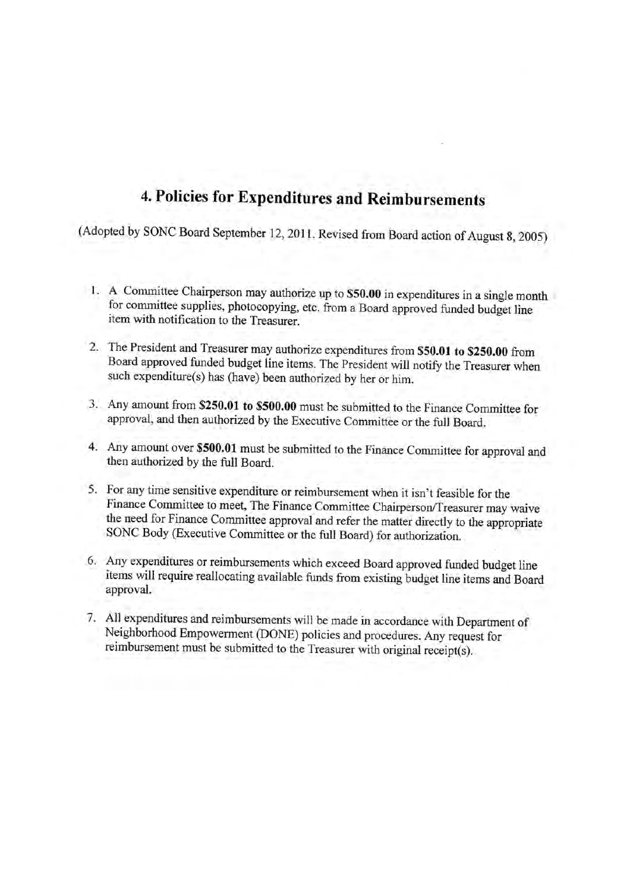# 4. Policies for Expenditures and Reimbursements

(Adopted by SONC Board September 12, 2011. Revised from Board action of August 8, 2005)

1. A Committee Chairperson may authorize up to **$50.00** in expenditures in a single month for committee supplies, photocopying, etc. from a Board approved funded budget line item with notification to the Treasurer.
2. The President and Treasurer may authorize expenditures from **$50.01 to $250.00** from Board approved funded budget line items. The President will notify the Treasurer when such expenditure(s) has (have) been authorized by her or him.
3. Any amount from **$250.01 to $500.00** must be submitted to the Finance Committee for approval, and then authorized by the Executive Committee or the full Board.
4. Any amount over **$500.01** must be submitted to the Finance Committee for approval and then authorized by the full Board.
5. For any time sensitive expenditure or reimbursement when it isn't feasible for the Finance Committee to meet, The Finance Committee Chairperson/Treasurer may waive the need for Finance Committee approval and refer the matter directly to the appropriate SONC Body (Executive Committee or the full Board) for authorization.
6. Any expenditures or reimbursements which exceed Board approved funded budget line items will require reallocating available funds from existing budget line items and Board approval.
7. All expenditures and reimbursements will be made in accordance with Department of Neighborhood Empowerment (DONE) policies and procedures. Any request for reimbursement must be submitted to the Treasurer with original receipt(s).